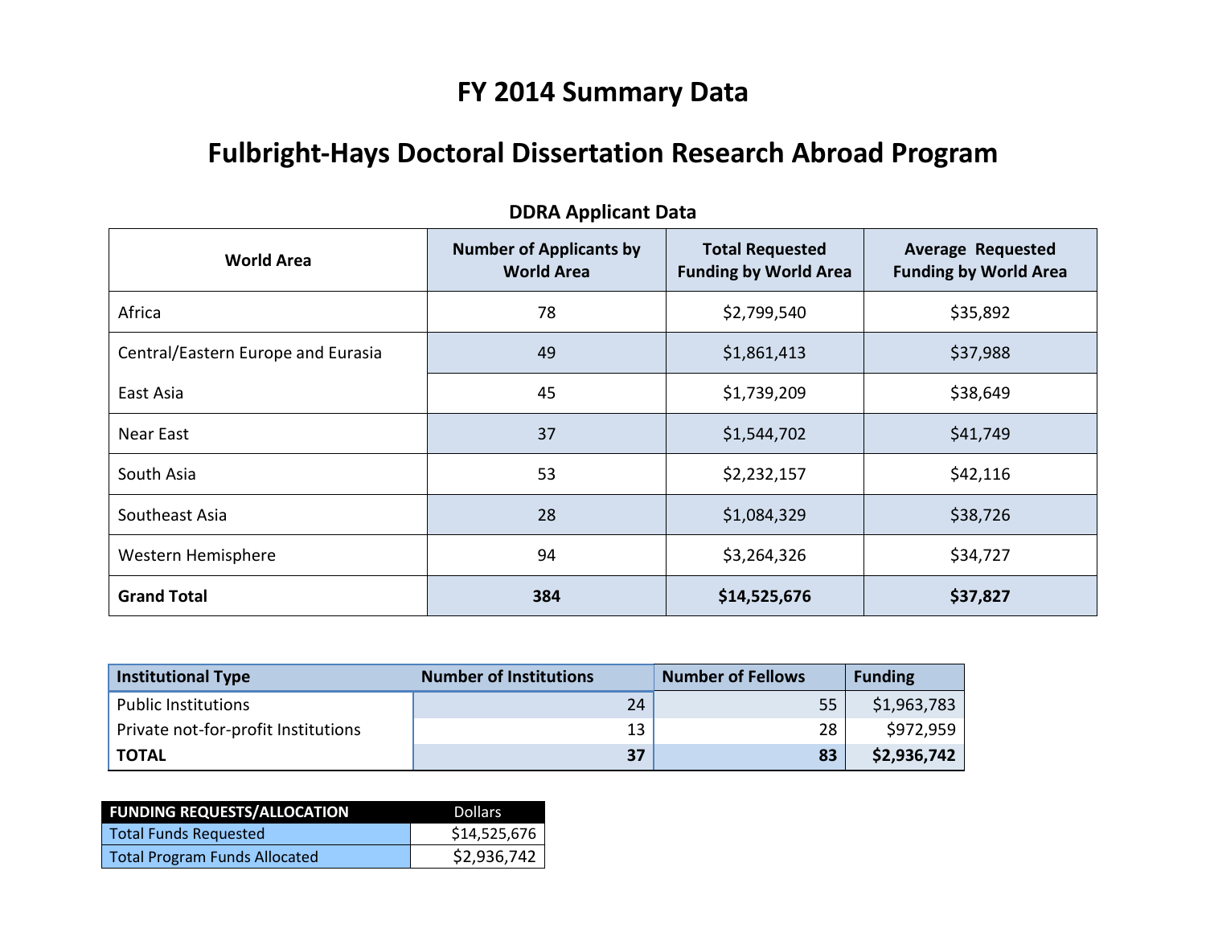# FY 2014 Summary Data

# Fulbright-Hays Doctoral Dissertation Research Abroad Program

### DDRA Applicant Data

| World Area | Number of Applicants by World Area | Total Requested Funding by World Area | Average Requested Funding by World Area |
|---|---|---|---|
| Africa | 78 | $2,799,540 | $35,892 |
| Central/Eastern Europe and Eurasia | 49 | $1,861,413 | $37,988 |
| East Asia | 45 | $1,739,209 | $38,649 |
| Near East | 37 | $1,544,702 | $41,749 |
| South Asia | 53 | $2,232,157 | $42,116 |
| Southeast Asia | 28 | $1,084,329 | $38,726 |
| Western Hemisphere | 94 | $3,264,326 | $34,727 |
| **Grand Total** | **384** | **$14,525,676** | **$37,827** |

| Institutional Type | Number of Institutions | Number of Fellows | Funding |
|---|---|---|---|
| Public Institutions | 24 | 55 | $1,963,783 |
| Private not-for-profit Institutions | 13 | 28 | $972,959 |
| **TOTAL** | **37** | **83** | **$2,936,742** |

| FUNDING REQUESTS/ALLOCATION | Dollars |
|---|---|
| Total Funds Requested | $14,525,676 |
| Total Program Funds Allocated | $2,936,742 |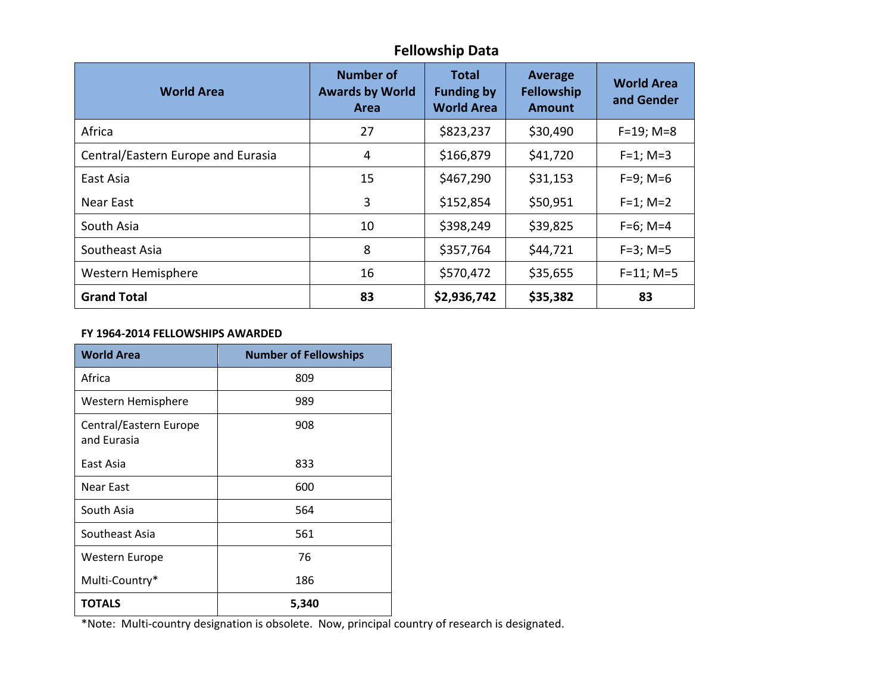## Fellowship Data

| World Area | Number of Awards by World Area | Total Funding by World Area | Average Fellowship Amount | World Area and Gender |
|---|---|---|---|---|
| Africa | 27 | $823,237 | $30,490 | F=19; M=8 |
| Central/Eastern Europe and Eurasia | 4 | $166,879 | $41,720 | F=1; M=3 |
| East Asia | 15 | $467,290 | $31,153 | F=9; M=6 |
| Near East | 3 | $152,854 | $50,951 | F=1; M=2 |
| South Asia | 10 | $398,249 | $39,825 | F=6; M=4 |
| Southeast Asia | 8 | $357,764 | $44,721 | F=3; M=5 |
| Western Hemisphere | 16 | $570,472 | $35,655 | F=11; M=5 |
| **Grand Total** | **83** | **$2,936,742** | **$35,382** | **83** |

**FY 1964-2014 FELLOWSHIPS AWARDED**

| World Area | Number of Fellowships |
|---|---|
| Africa | 809 |
| Western Hemisphere | 989 |
| Central/Eastern Europe and Eurasia | 908 |
| East Asia | 833 |
| Near East | 600 |
| South Asia | 564 |
| Southeast Asia | 561 |
| Western Europe | 76 |
| Multi-Country* | 186 |
| **TOTALS** | **5,340** |

*Note: Multi-country designation is obsolete. Now, principal country of research is designated.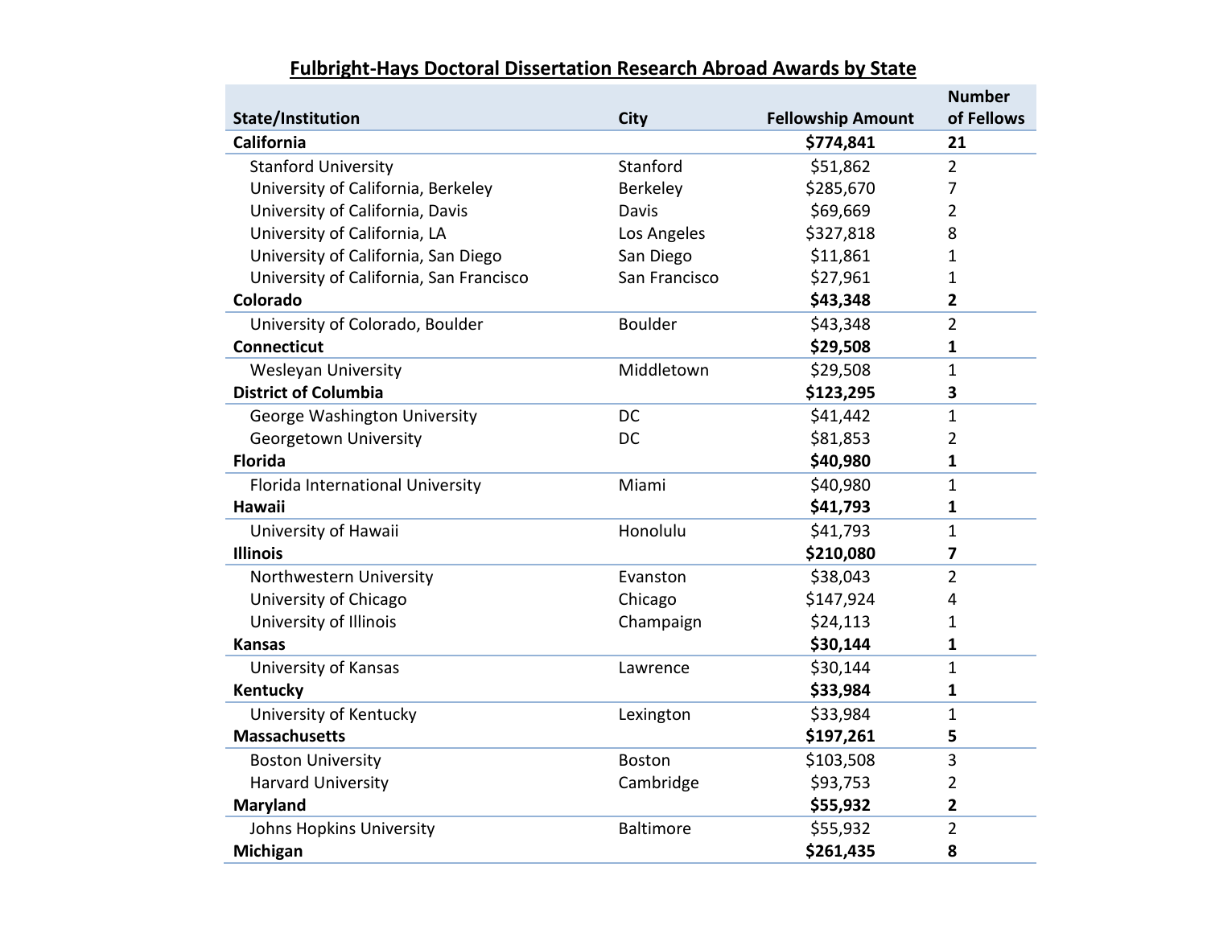## Fulbright-Hays Doctoral Dissertation Research Abroad Awards by State

| State/Institution | City | Fellowship Amount | Number of Fellows |
|---|---|---|---|
| **California** | | **$774,841** | **21** |
| Stanford University | Stanford | $51,862 | 2 |
| University of California, Berkeley | Berkeley | $285,670 | 7 |
| University of California, Davis | Davis | $69,669 | 2 |
| University of California, LA | Los Angeles | $327,818 | 8 |
| University of California, San Diego | San Diego | $11,861 | 1 |
| University of California, San Francisco | San Francisco | $27,961 | 1 |
| **Colorado** | | **$43,348** | **2** |
| University of Colorado, Boulder | Boulder | $43,348 | 2 |
| **Connecticut** | | **$29,508** | **1** |
| Wesleyan University | Middletown | $29,508 | 1 |
| **District of Columbia** | | **$123,295** | **3** |
| George Washington University | DC | $41,442 | 1 |
| Georgetown University | DC | $81,853 | 2 |
| **Florida** | | **$40,980** | **1** |
| Florida International University | Miami | $40,980 | 1 |
| **Hawaii** | | **$41,793** | **1** |
| University of Hawaii | Honolulu | $41,793 | 1 |
| **Illinois** | | **$210,080** | **7** |
| Northwestern University | Evanston | $38,043 | 2 |
| University of Chicago | Chicago | $147,924 | 4 |
| University of Illinois | Champaign | $24,113 | 1 |
| **Kansas** | | **$30,144** | **1** |
| University of Kansas | Lawrence | $30,144 | 1 |
| **Kentucky** | | **$33,984** | **1** |
| University of Kentucky | Lexington | $33,984 | 1 |
| **Massachusetts** | | **$197,261** | **5** |
| Boston University | Boston | $103,508 | 3 |
| Harvard University | Cambridge | $93,753 | 2 |
| **Maryland** | | **$55,932** | **2** |
| Johns Hopkins University | Baltimore | $55,932 | 2 |
| **Michigan** | | **$261,435** | **8** |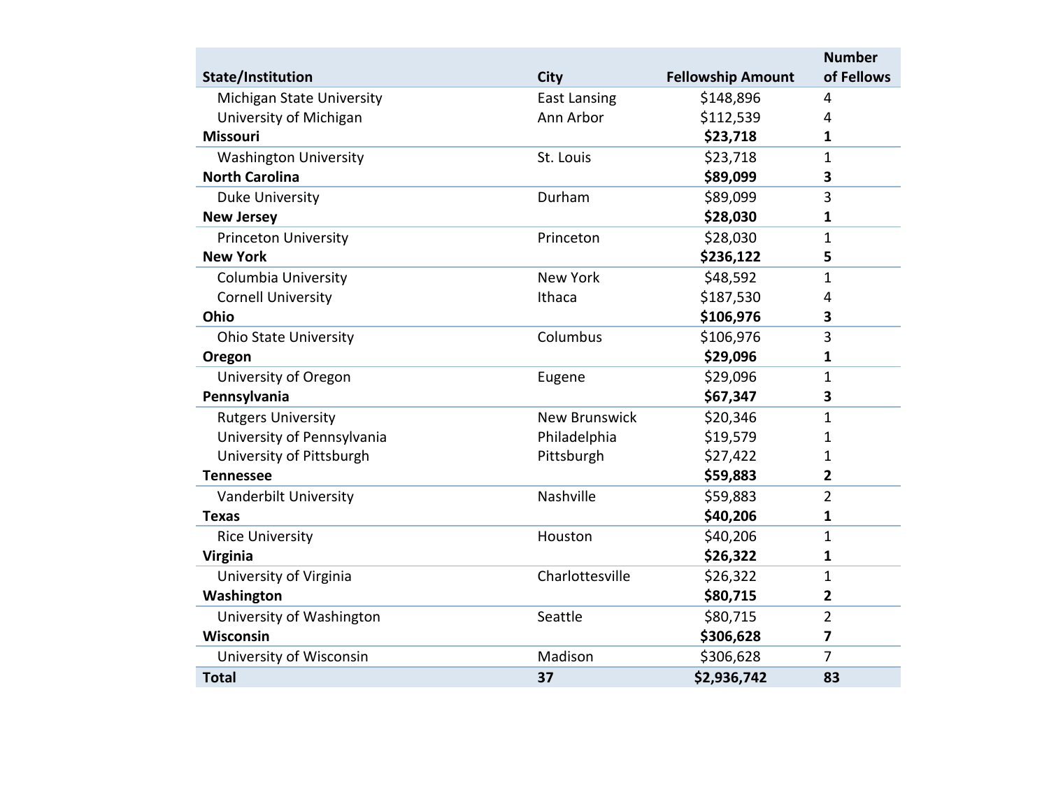| State/Institution | City | Fellowship Amount | Number of Fellows |
|---|---|---|---|
| Michigan State University | East Lansing | $148,896 | 4 |
| University of Michigan | Ann Arbor | $112,539 | 4 |
| **Missouri** | | **$23,718** | **1** |
| Washington University | St. Louis | $23,718 | 1 |
| **North Carolina** | | **$89,099** | **3** |
| Duke University | Durham | $89,099 | 3 |
| **New Jersey** | | **$28,030** | **1** |
| Princeton University | Princeton | $28,030 | 1 |
| **New York** | | **$236,122** | **5** |
| Columbia University | New York | $48,592 | 1 |
| Cornell University | Ithaca | $187,530 | 4 |
| **Ohio** | | **$106,976** | **3** |
| Ohio State University | Columbus | $106,976 | 3 |
| **Oregon** | | **$29,096** | **1** |
| University of Oregon | Eugene | $29,096 | 1 |
| **Pennsylvania** | | **$67,347** | **3** |
| Rutgers University | New Brunswick | $20,346 | 1 |
| University of Pennsylvania | Philadelphia | $19,579 | 1 |
| University of Pittsburgh | Pittsburgh | $27,422 | 1 |
| **Tennessee** | | **$59,883** | **2** |
| Vanderbilt University | Nashville | $59,883 | 2 |
| **Texas** | | **$40,206** | **1** |
| Rice University | Houston | $40,206 | 1 |
| **Virginia** | | **$26,322** | **1** |
| University of Virginia | Charlottesville | $26,322 | 1 |
| **Washington** | | **$80,715** | **2** |
| University of Washington | Seattle | $80,715 | 2 |
| **Wisconsin** | | **$306,628** | **7** |
| University of Wisconsin | Madison | $306,628 | 7 |
| **Total** | **37** | **$2,936,742** | **83** |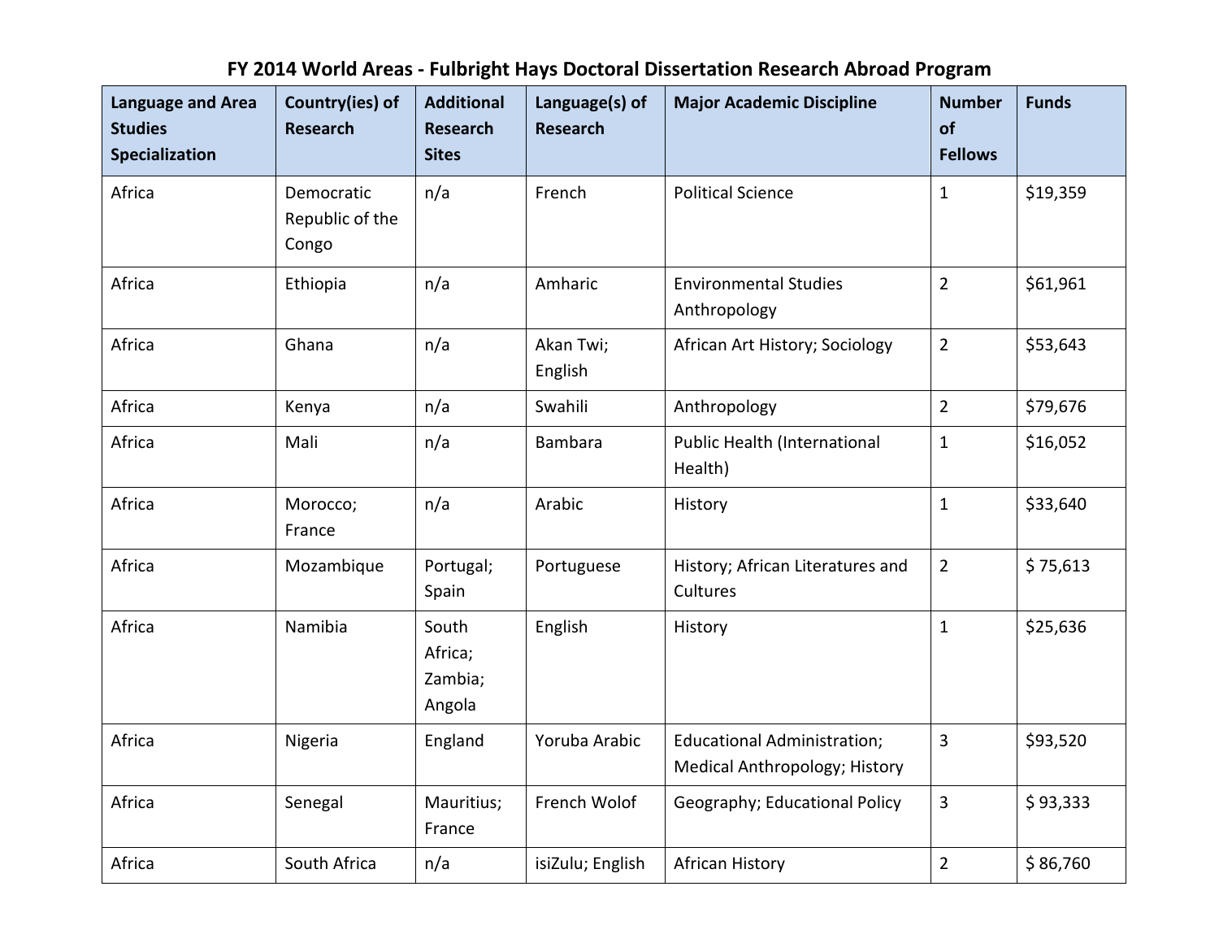## FY 2014 World Areas - Fulbright Hays Doctoral Dissertation Research Abroad Program

| Language and Area Studies Specialization | Country(ies) of Research | Additional Research Sites | Language(s) of Research | Major Academic Discipline | Number of Fellows | Funds |
|---|---|---|---|---|---|---|
| Africa | Democratic Republic of the Congo | n/a | French | Political Science | 1 | $19,359 |
| Africa | Ethiopia | n/a | Amharic | Environmental Studies Anthropology | 2 | $61,961 |
| Africa | Ghana | n/a | Akan Twi; English | African Art History; Sociology | 2 | $53,643 |
| Africa | Kenya | n/a | Swahili | Anthropology | 2 | $79,676 |
| Africa | Mali | n/a | Bambara | Public Health (International Health) | 1 | $16,052 |
| Africa | Morocco; France | n/a | Arabic | History | 1 | $33,640 |
| Africa | Mozambique | Portugal; Spain | Portuguese | History; African Literatures and Cultures | 2 | $ 75,613 |
| Africa | Namibia | South Africa; Zambia; Angola | English | History | 1 | $25,636 |
| Africa | Nigeria | England | Yoruba Arabic | Educational Administration; Medical Anthropology; History | 3 | $93,520 |
| Africa | Senegal | Mauritius; France | French Wolof | Geography; Educational Policy | 3 | $ 93,333 |
| Africa | South Africa | n/a | isiZulu; English | African History | 2 | $ 86,760 |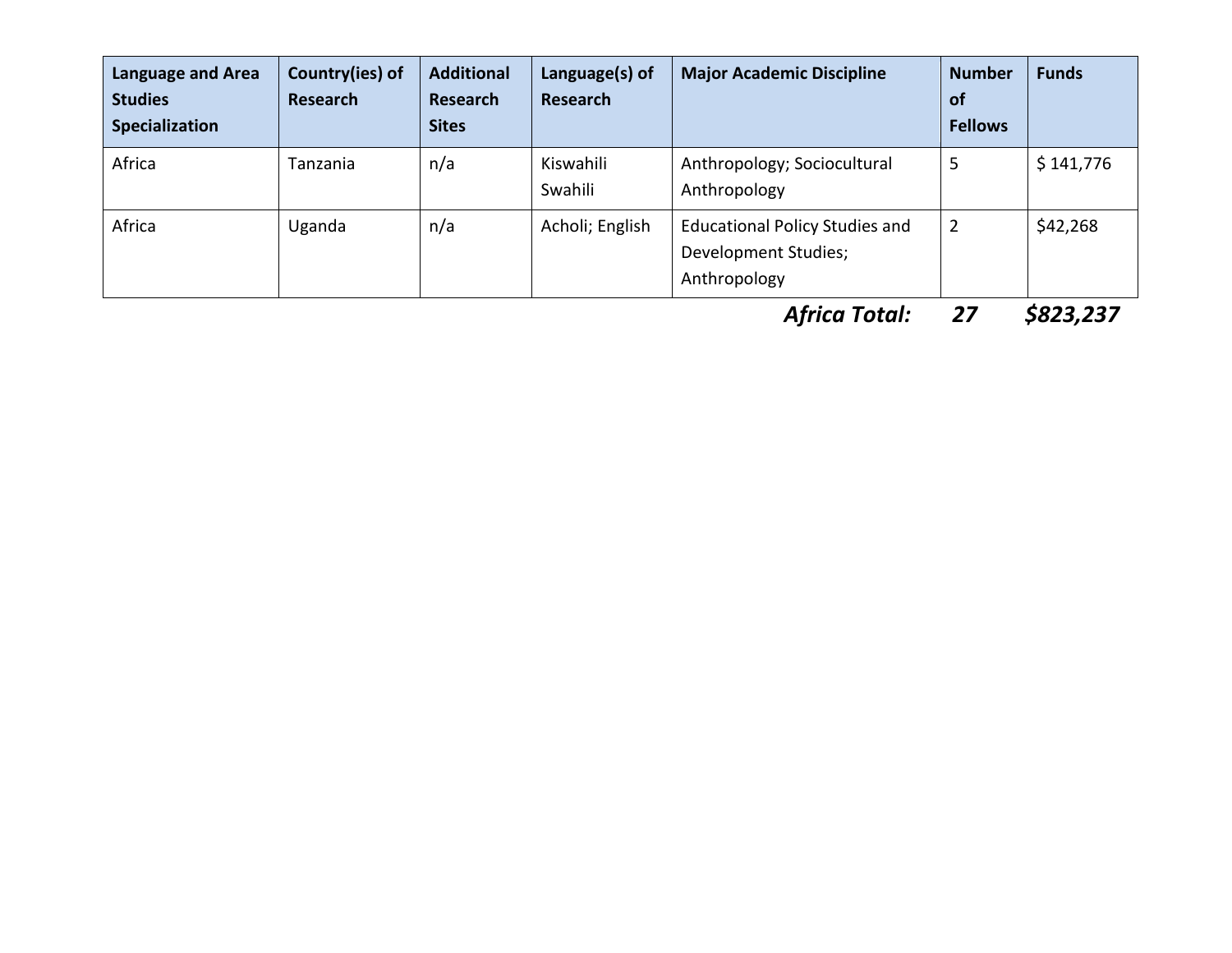| Language and Area Studies Specialization | Country(ies) of Research | Additional Research Sites | Language(s) of Research | Major Academic Discipline | Number of Fellows | Funds |
|---|---|---|---|---|---|---|
| Africa | Tanzania | n/a | Kiswahili Swahili | Anthropology; Sociocultural Anthropology | 5 | $ 141,776 |
| Africa | Uganda | n/a | Acholi; English | Educational Policy Studies and Development Studies; Anthropology | 2 | $42,268 |

***Africa Total:*** ***27*** ***$823,237***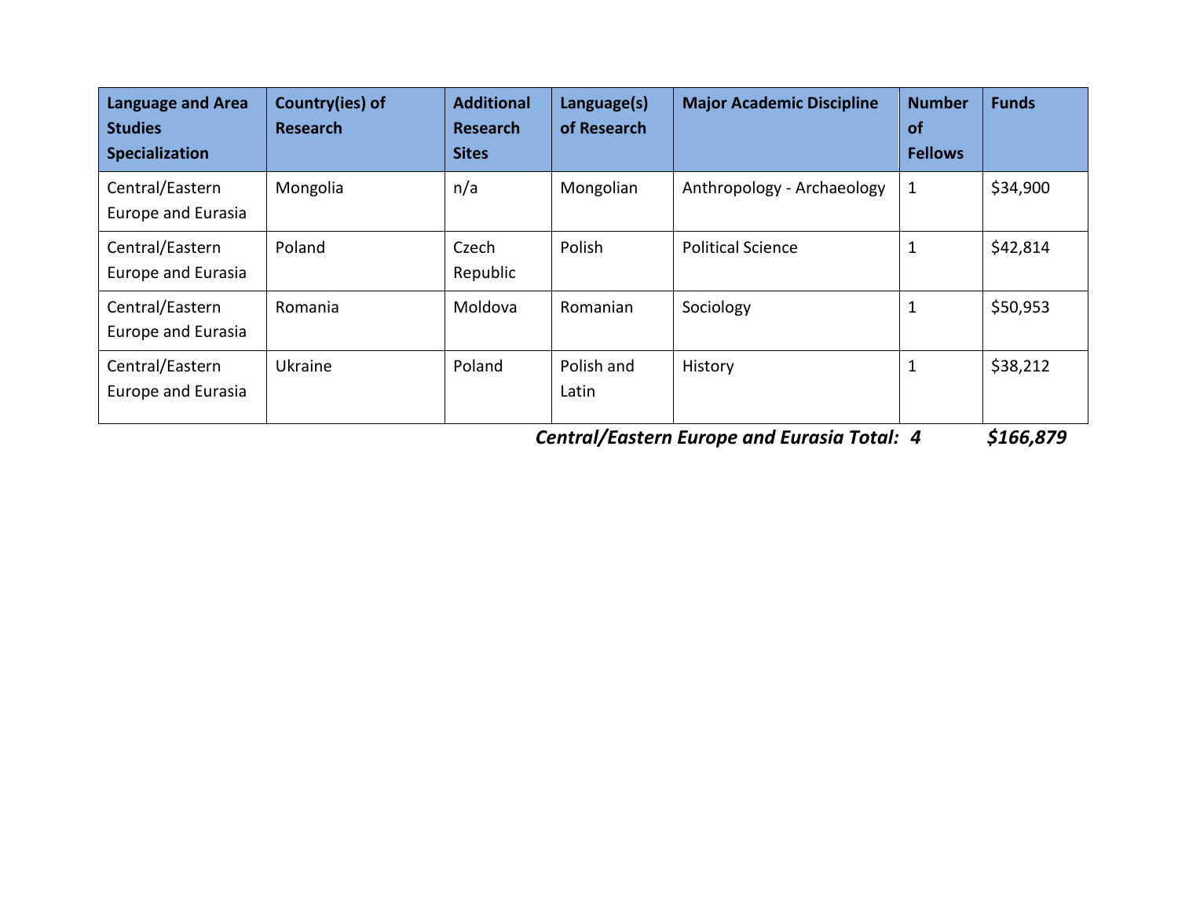| Language and Area Studies Specialization | Country(ies) of Research | Additional Research Sites | Language(s) of Research | Major Academic Discipline | Number of Fellows | Funds |
|---|---|---|---|---|---|---|
| Central/Eastern Europe and Eurasia | Mongolia | n/a | Mongolian | Anthropology - Archaeology | 1 | $34,900 |
| Central/Eastern Europe and Eurasia | Poland | Czech Republic | Polish | Political Science | 1 | $42,814 |
| Central/Eastern Europe and Eurasia | Romania | Moldova | Romanian | Sociology | 1 | $50,953 |
| Central/Eastern Europe and Eurasia | Ukraine | Poland | Polish and Latin | History | 1 | $38,212 |
| | | | | ***Central/Eastern Europe and Eurasia Total:*** | ***4*** | ***$166,879*** |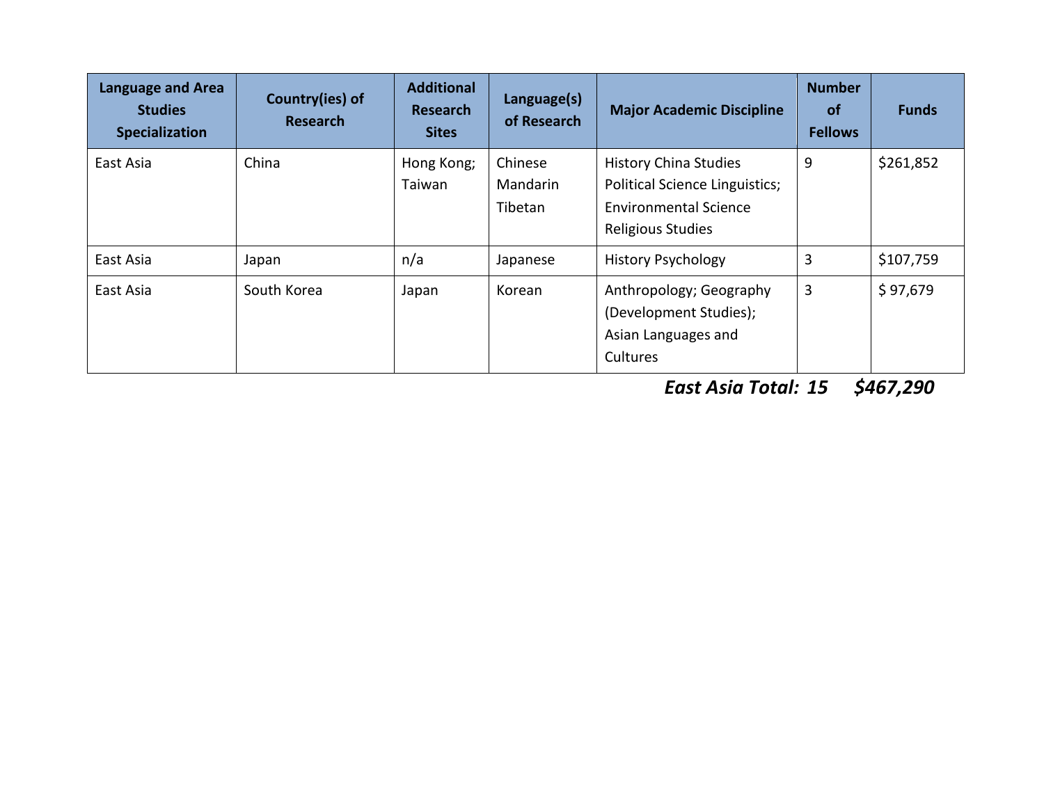| Language and Area Studies Specialization | Country(ies) of Research | Additional Research Sites | Language(s) of Research | Major Academic Discipline | Number of Fellows | Funds |
|---|---|---|---|---|---|---|
| East Asia | China | Hong Kong; Taiwan | Chinese Mandarin Tibetan | History China Studies Political Science Linguistics; Environmental Science Religious Studies | 9 | $261,852 |
| East Asia | Japan | n/a | Japanese | History Psychology | 3 | $107,759 |
| East Asia | South Korea | Japan | Korean | Anthropology; Geography (Development Studies); Asian Languages and Cultures | 3 | $ 97,679 |

***East Asia Total: 15 $467,290***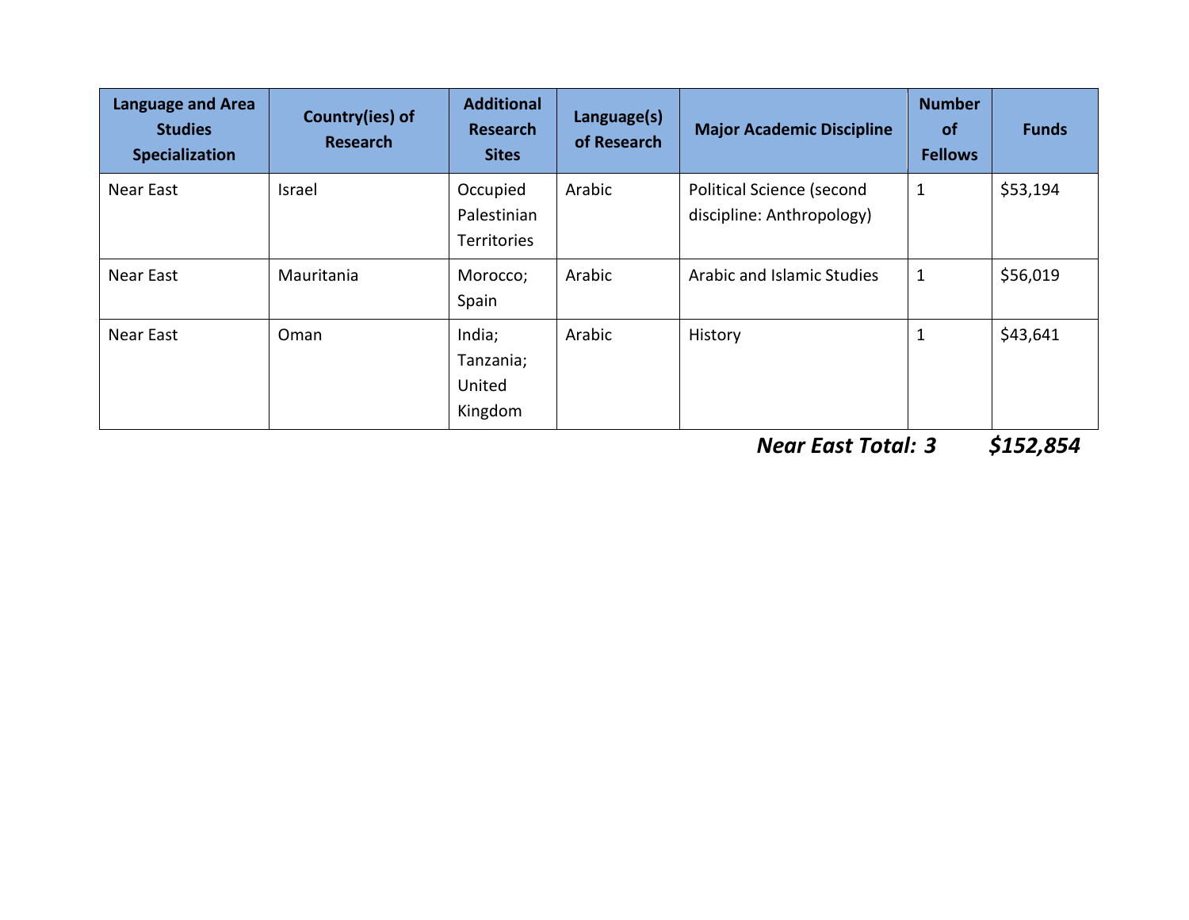| Language and Area Studies Specialization | Country(ies) of Research | Additional Research Sites | Language(s) of Research | Major Academic Discipline | Number of Fellows | Funds |
|---|---|---|---|---|---|---|
| Near East | Israel | Occupied Palestinian Territories | Arabic | Political Science (second discipline: Anthropology) | 1 | $53,194 |
| Near East | Mauritania | Morocco; Spain | Arabic | Arabic and Islamic Studies | 1 | $56,019 |
| Near East | Oman | India; Tanzania; United Kingdom | Arabic | History | 1 | $43,641 |

***Near East Total: 3 $152,854***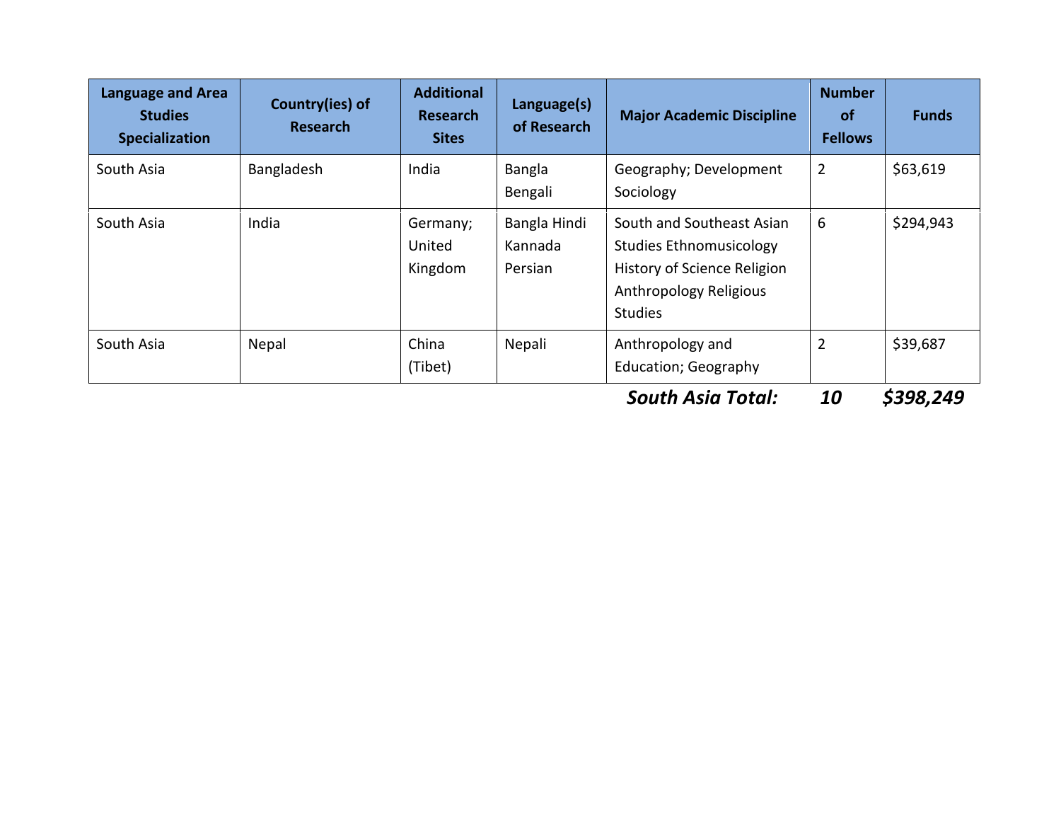| Language and Area Studies Specialization | Country(ies) of Research | Additional Research Sites | Language(s) of Research | Major Academic Discipline | Number of Fellows | Funds |
|---|---|---|---|---|---|---|
| South Asia | Bangladesh | India | Bangla Bengali | Geography; Development Sociology | 2 | $63,619 |
| South Asia | India | Germany; United Kingdom | Bangla Hindi Kannada Persian | South and Southeast Asian Studies Ethnomusicology History of Science Religion Anthropology Religious Studies | 6 | $294,943 |
| South Asia | Nepal | China (Tibet) | Nepali | Anthropology and Education; Geography | 2 | $39,687 |
| | | | | ***South Asia Total:*** | ***10*** | ***$398,249*** |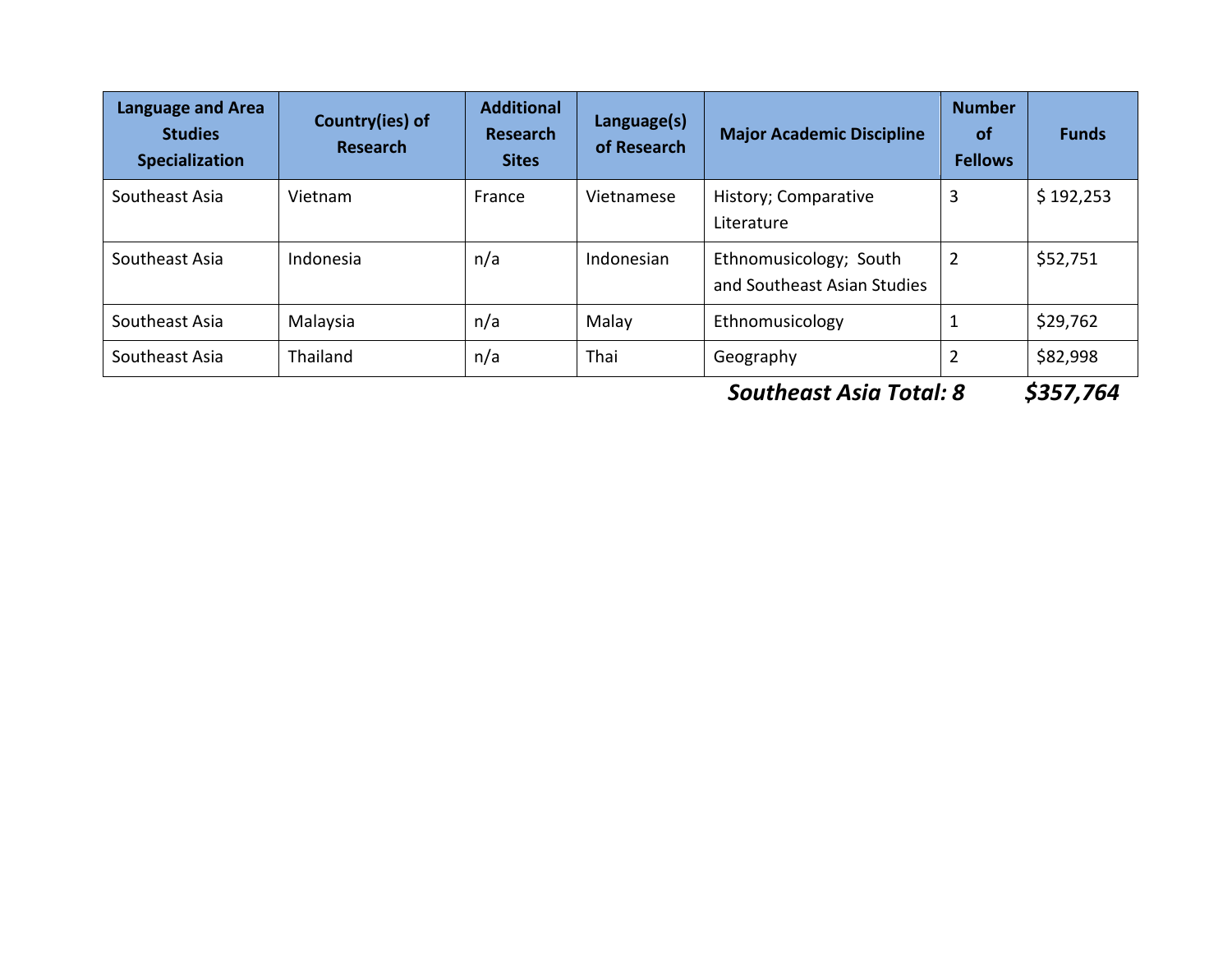| Language and Area Studies Specialization | Country(ies) of Research | Additional Research Sites | Language(s) of Research | Major Academic Discipline | Number of Fellows | Funds |
|---|---|---|---|---|---|---|
| Southeast Asia | Vietnam | France | Vietnamese | History; Comparative Literature | 3 | $ 192,253 |
| Southeast Asia | Indonesia | n/a | Indonesian | Ethnomusicology; South and Southeast Asian Studies | 2 | $52,751 |
| Southeast Asia | Malaysia | n/a | Malay | Ethnomusicology | 1 | $29,762 |
| Southeast Asia | Thailand | n/a | Thai | Geography | 2 | $82,998 |
| | | | | ***Southeast Asia Total:*** | ***8*** | ***$357,764*** |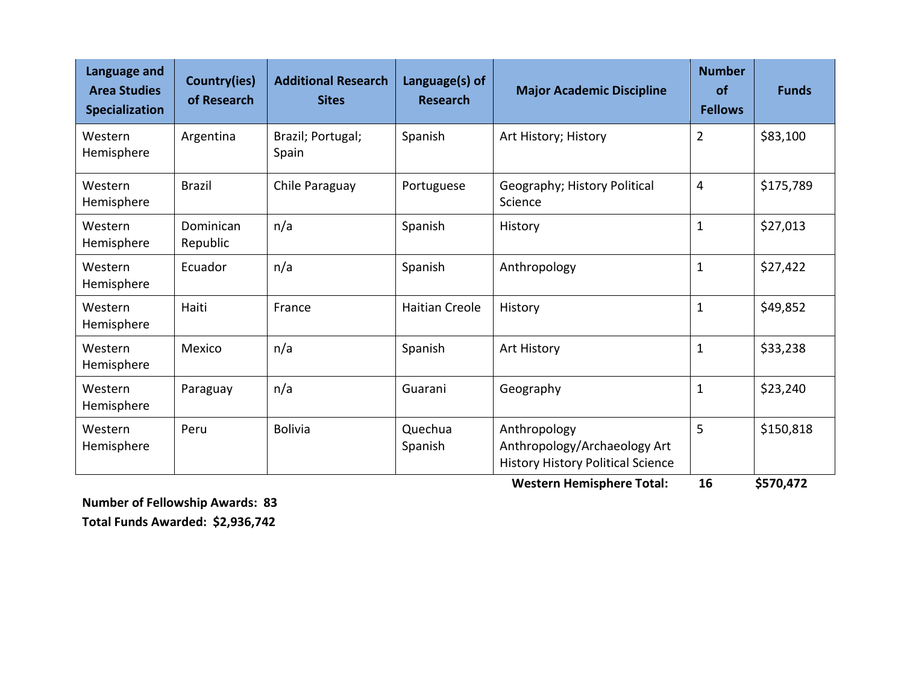| Language and Area Studies Specialization | Country(ies) of Research | Additional Research Sites | Language(s) of Research | Major Academic Discipline | Number of Fellows | Funds |
|---|---|---|---|---|---|---|
| Western Hemisphere | Argentina | Brazil; Portugal; Spain | Spanish | Art History; History | 2 | $83,100 |
| Western Hemisphere | Brazil | Chile Paraguay | Portuguese | Geography; History Political Science | 4 | $175,789 |
| Western Hemisphere | Dominican Republic | n/a | Spanish | History | 1 | $27,013 |
| Western Hemisphere | Ecuador | n/a | Spanish | Anthropology | 1 | $27,422 |
| Western Hemisphere | Haiti | France | Haitian Creole | History | 1 | $49,852 |
| Western Hemisphere | Mexico | n/a | Spanish | Art History | 1 | $33,238 |
| Western Hemisphere | Paraguay | n/a | Guarani | Geography | 1 | $23,240 |
| Western Hemisphere | Peru | Bolivia | Quechua Spanish | Anthropology Anthropology/Archaeology Art History History Political Science | 5 | $150,818 |
| | | | | **Western Hemisphere Total:** | **16** | **$570,472** |

**Number of Fellowship Awards: 83**

**Total Funds Awarded: $2,936,742**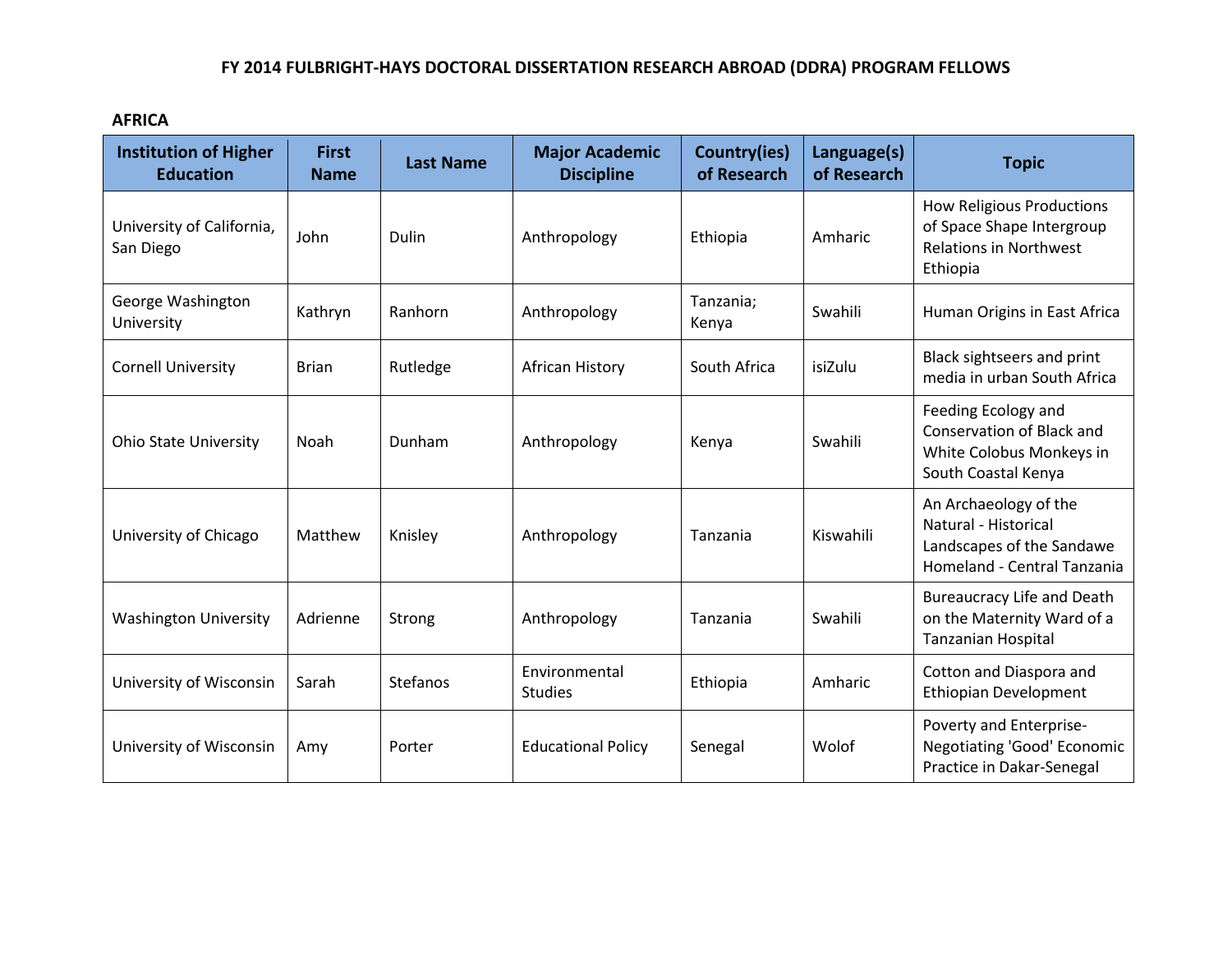# FY 2014 FULBRIGHT-HAYS DOCTORAL DISSERTATION RESEARCH ABROAD (DDRA) PROGRAM FELLOWS

## AFRICA

| Institution of Higher Education | First Name | Last Name | Major Academic Discipline | Country(ies) of Research | Language(s) of Research | Topic |
|---|---|---|---|---|---|---|
| University of California, San Diego | John | Dulin | Anthropology | Ethiopia | Amharic | How Religious Productions of Space Shape Intergroup Relations in Northwest Ethiopia |
| George Washington University | Kathryn | Ranhorn | Anthropology | Tanzania; Kenya | Swahili | Human Origins in East Africa |
| Cornell University | Brian | Rutledge | African History | South Africa | isiZulu | Black sightseers and print media in urban South Africa |
| Ohio State University | Noah | Dunham | Anthropology | Kenya | Swahili | Feeding Ecology and Conservation of Black and White Colobus Monkeys in South Coastal Kenya |
| University of Chicago | Matthew | Knisley | Anthropology | Tanzania | Kiswahili | An Archaeology of the Natural - Historical Landscapes of the Sandawe Homeland - Central Tanzania |
| Washington University | Adrienne | Strong | Anthropology | Tanzania | Swahili | Bureaucracy Life and Death on the Maternity Ward of a Tanzanian Hospital |
| University of Wisconsin | Sarah | Stefanos | Environmental Studies | Ethiopia | Amharic | Cotton and Diaspora and Ethiopian Development |
| University of Wisconsin | Amy | Porter | Educational Policy | Senegal | Wolof | Poverty and Enterprise-Negotiating 'Good' Economic Practice in Dakar-Senegal |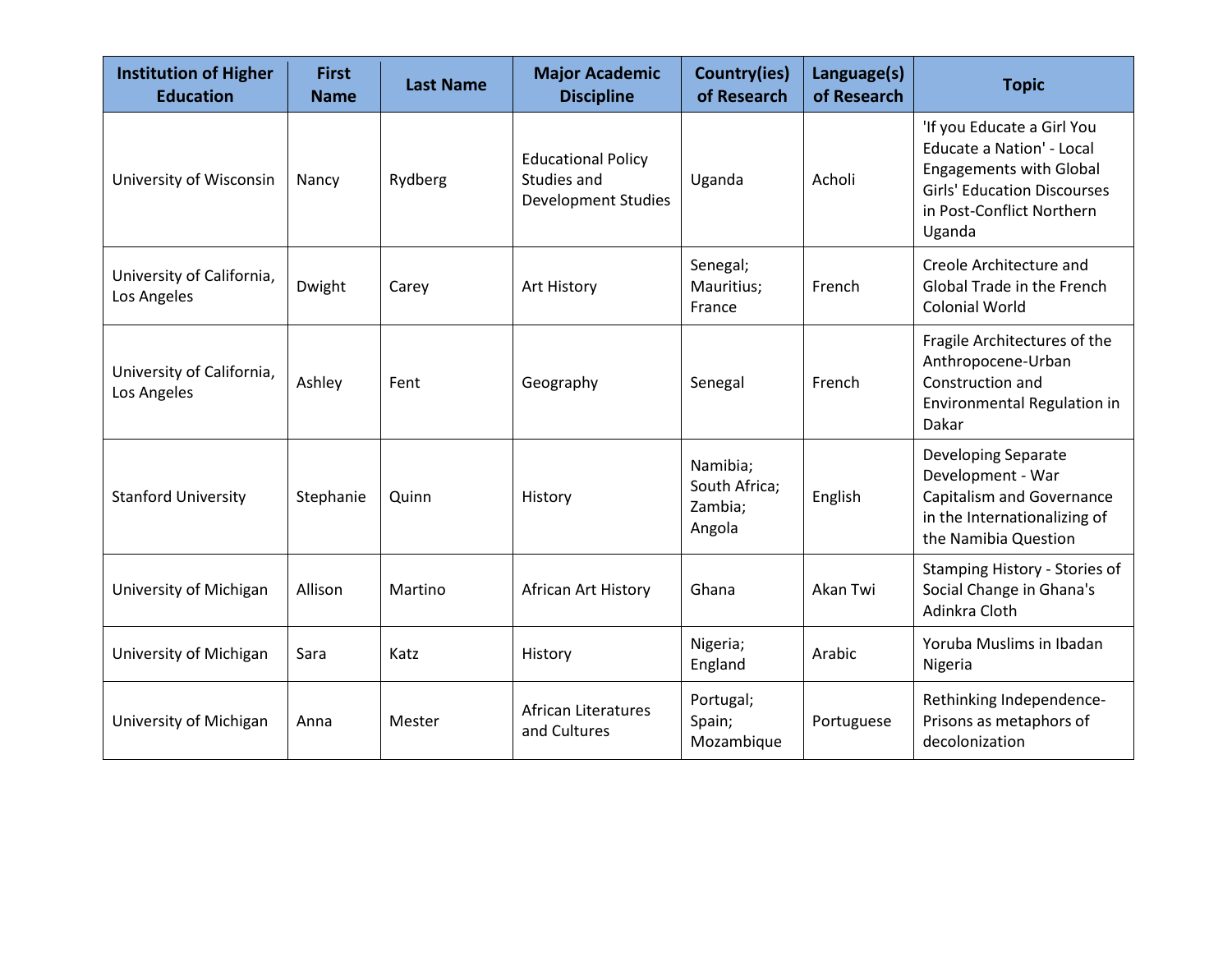| Institution of Higher Education | First Name | Last Name | Major Academic Discipline | Country(ies) of Research | Language(s) of Research | Topic |
|---|---|---|---|---|---|---|
| University of Wisconsin | Nancy | Rydberg | Educational Policy Studies and Development Studies | Uganda | Acholi | 'If you Educate a Girl You Educate a Nation' - Local Engagements with Global Girls' Education Discourses in Post-Conflict Northern Uganda |
| University of California, Los Angeles | Dwight | Carey | Art History | Senegal; Mauritius; France | French | Creole Architecture and Global Trade in the French Colonial World |
| University of California, Los Angeles | Ashley | Fent | Geography | Senegal | French | Fragile Architectures of the Anthropocene-Urban Construction and Environmental Regulation in Dakar |
| Stanford University | Stephanie | Quinn | History | Namibia; South Africa; Zambia; Angola | English | Developing Separate Development - War Capitalism and Governance in the Internationalizing of the Namibia Question |
| University of Michigan | Allison | Martino | African Art History | Ghana | Akan Twi | Stamping History - Stories of Social Change in Ghana's Adinkra Cloth |
| University of Michigan | Sara | Katz | History | Nigeria; England | Arabic | Yoruba Muslims in Ibadan Nigeria |
| University of Michigan | Anna | Mester | African Literatures and Cultures | Portugal; Spain; Mozambique | Portuguese | Rethinking Independence-Prisons as metaphors of decolonization |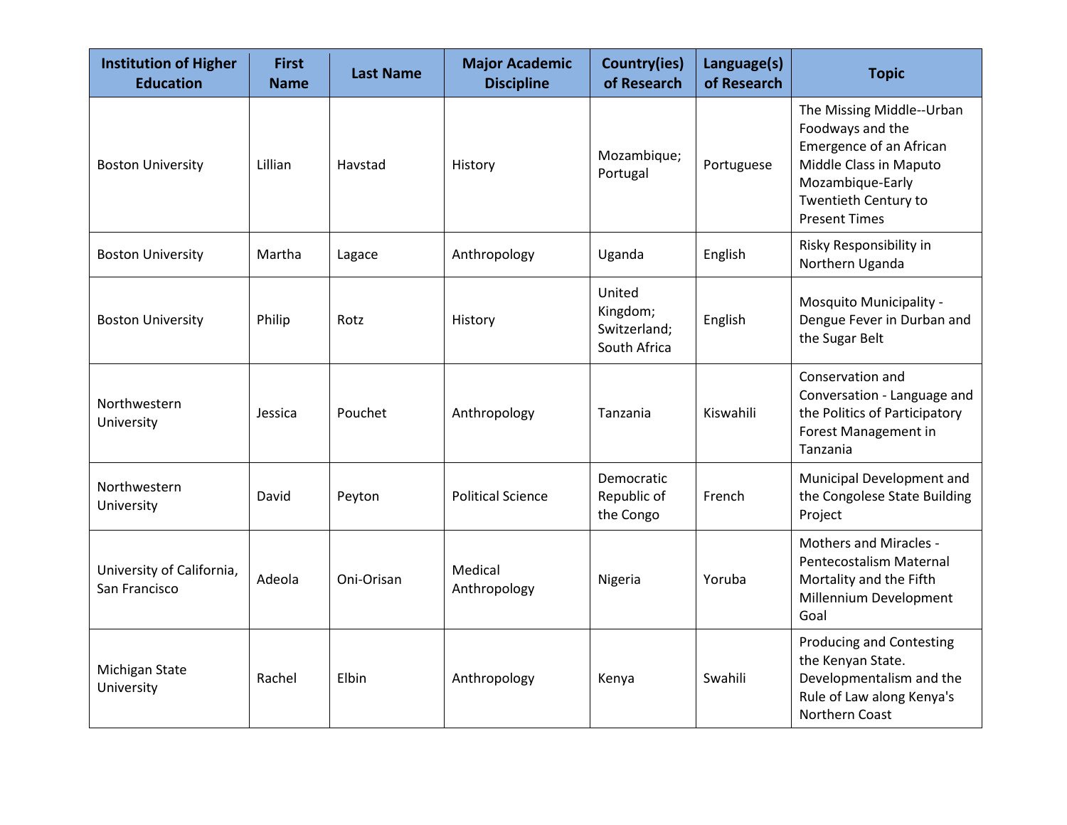| Institution of Higher Education | First Name | Last Name | Major Academic Discipline | Country(ies) of Research | Language(s) of Research | Topic |
|---|---|---|---|---|---|---|
| Boston University | Lillian | Havstad | History | Mozambique; Portugal | Portuguese | The Missing Middle--Urban Foodways and the Emergence of an African Middle Class in Maputo Mozambique-Early Twentieth Century to Present Times |
| Boston University | Martha | Lagace | Anthropology | Uganda | English | Risky Responsibility in Northern Uganda |
| Boston University | Philip | Rotz | History | United Kingdom; Switzerland; South Africa | English | Mosquito Municipality - Dengue Fever in Durban and the Sugar Belt |
| Northwestern University | Jessica | Pouchet | Anthropology | Tanzania | Kiswahili | Conservation and Conversation - Language and the Politics of Participatory Forest Management in Tanzania |
| Northwestern University | David | Peyton | Political Science | Democratic Republic of the Congo | French | Municipal Development and the Congolese State Building Project |
| University of California, San Francisco | Adeola | Oni-Orisan | Medical Anthropology | Nigeria | Yoruba | Mothers and Miracles - Pentecostalism Maternal Mortality and the Fifth Millennium Development Goal |
| Michigan State University | Rachel | Elbin | Anthropology | Kenya | Swahili | Producing and Contesting the Kenyan State. Developmentalism and the Rule of Law along Kenya's Northern Coast |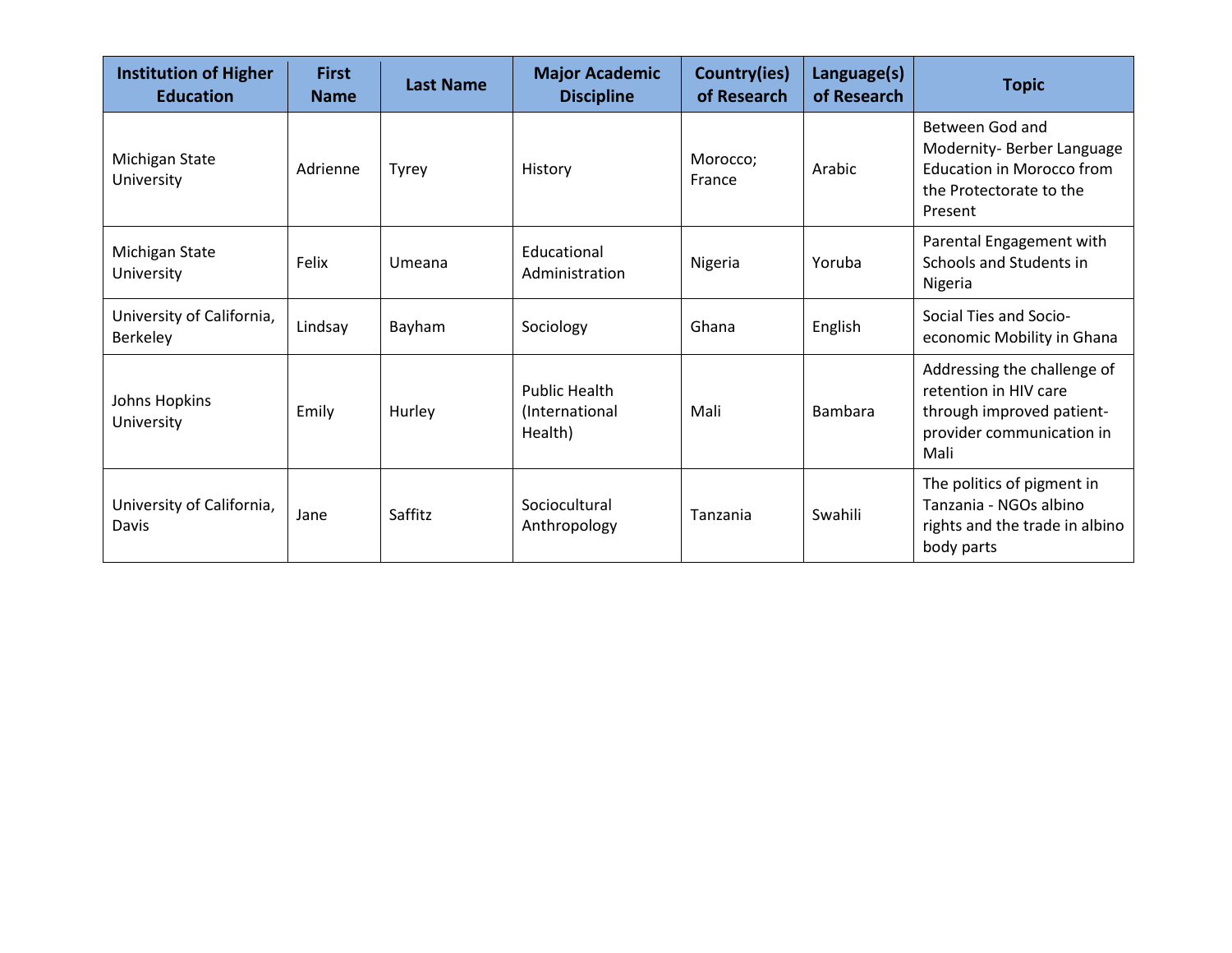| Institution of Higher Education | First Name | Last Name | Major Academic Discipline | Country(ies) of Research | Language(s) of Research | Topic |
|---|---|---|---|---|---|---|
| Michigan State University | Adrienne | Tyrey | History | Morocco; France | Arabic | Between God and Modernity- Berber Language Education in Morocco from the Protectorate to the Present |
| Michigan State University | Felix | Umeana | Educational Administration | Nigeria | Yoruba | Parental Engagement with Schools and Students in Nigeria |
| University of California, Berkeley | Lindsay | Bayham | Sociology | Ghana | English | Social Ties and Socio-economic Mobility in Ghana |
| Johns Hopkins University | Emily | Hurley | Public Health (International Health) | Mali | Bambara | Addressing the challenge of retention in HIV care through improved patient-provider communication in Mali |
| University of California, Davis | Jane | Saffitz | Sociocultural Anthropology | Tanzania | Swahili | The politics of pigment in Tanzania - NGOs albino rights and the trade in albino body parts |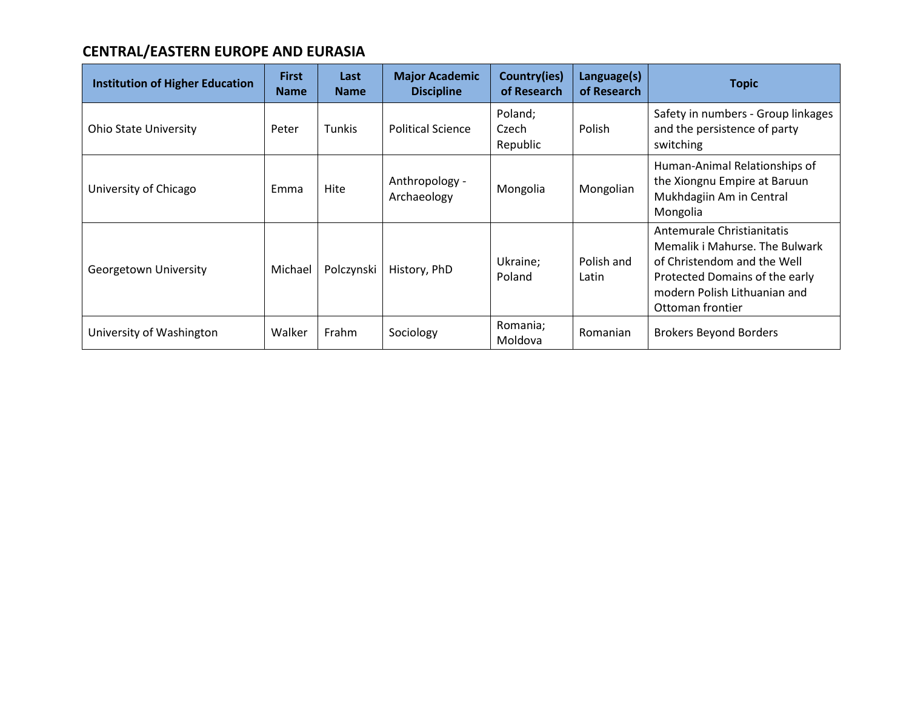## CENTRAL/EASTERN EUROPE AND EURASIA

| Institution of Higher Education | First Name | Last Name | Major Academic Discipline | Country(ies) of Research | Language(s) of Research | Topic |
|---|---|---|---|---|---|---|
| Ohio State University | Peter | Tunkis | Political Science | Poland; Czech Republic | Polish | Safety in numbers - Group linkages and the persistence of party switching |
| University of Chicago | Emma | Hite | Anthropology - Archaeology | Mongolia | Mongolian | Human-Animal Relationships of the Xiongnu Empire at Baruun Mukhdagiin Am in Central Mongolia |
| Georgetown University | Michael | Polczynski | History, PhD | Ukraine; Poland | Polish and Latin | Antemurale Christianitatis Memalik i Mahurse. The Bulwark of Christendom and the Well Protected Domains of the early modern Polish Lithuanian and Ottoman frontier |
| University of Washington | Walker | Frahm | Sociology | Romania; Moldova | Romanian | Brokers Beyond Borders |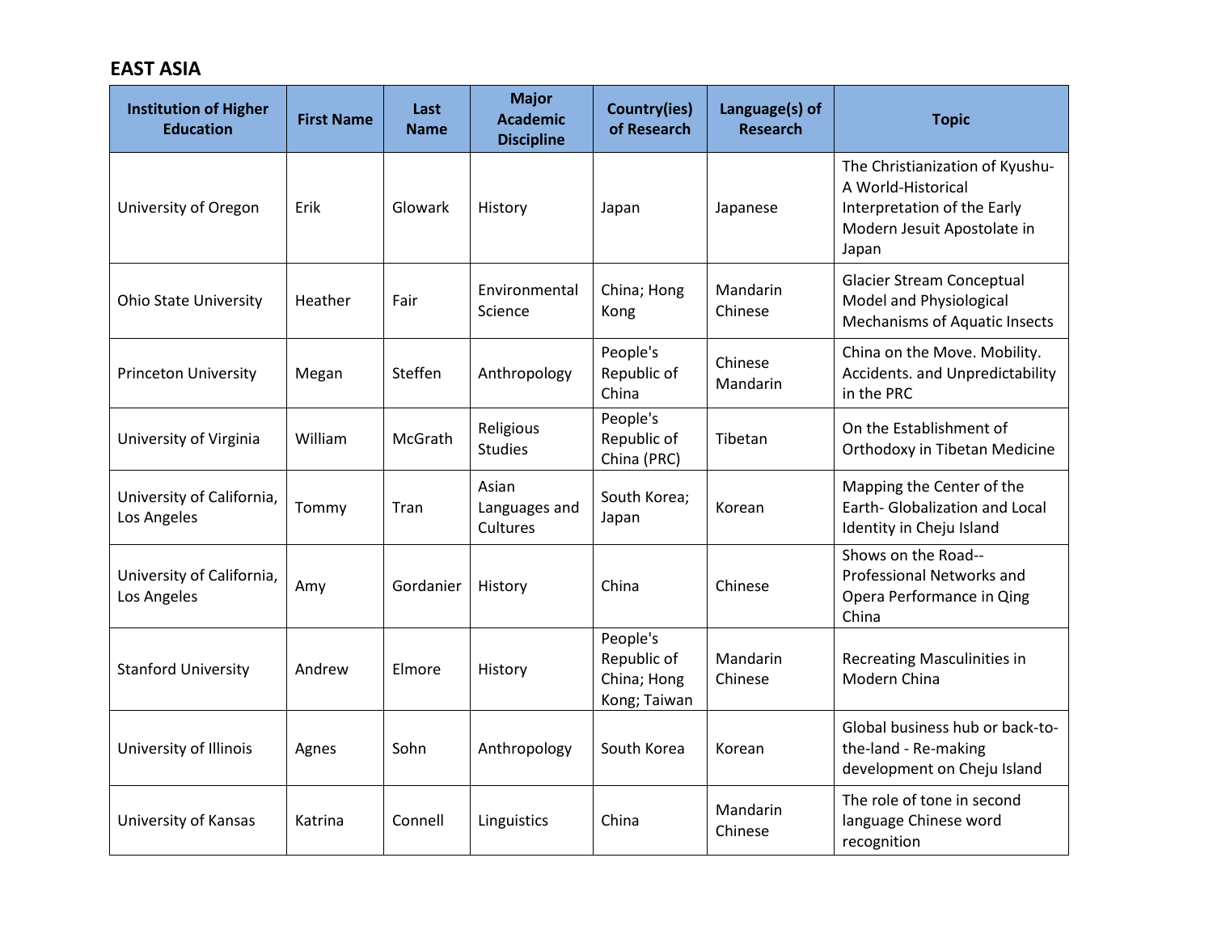## EAST ASIA

| Institution of Higher Education | First Name | Last Name | Major Academic Discipline | Country(ies) of Research | Language(s) of Research | Topic |
|---|---|---|---|---|---|---|
| University of Oregon | Erik | Glowark | History | Japan | Japanese | The Christianization of Kyushu- A World-Historical Interpretation of the Early Modern Jesuit Apostolate in Japan |
| Ohio State University | Heather | Fair | Environmental Science | China; Hong Kong | Mandarin Chinese | Glacier Stream Conceptual Model and Physiological Mechanisms of Aquatic Insects |
| Princeton University | Megan | Steffen | Anthropology | People's Republic of China | Chinese Mandarin | China on the Move. Mobility. Accidents. and Unpredictability in the PRC |
| University of Virginia | William | McGrath | Religious Studies | People's Republic of China (PRC) | Tibetan | On the Establishment of Orthodoxy in Tibetan Medicine |
| University of California, Los Angeles | Tommy | Tran | Asian Languages and Cultures | South Korea; Japan | Korean | Mapping the Center of the Earth- Globalization and Local Identity in Cheju Island |
| University of California, Los Angeles | Amy | Gordanier | History | China | Chinese | Shows on the Road--Professional Networks and Opera Performance in Qing China |
| Stanford University | Andrew | Elmore | History | People's Republic of China; Hong Kong; Taiwan | Mandarin Chinese | Recreating Masculinities in Modern China |
| University of Illinois | Agnes | Sohn | Anthropology | South Korea | Korean | Global business hub or back-to-the-land - Re-making development on Cheju Island |
| University of Kansas | Katrina | Connell | Linguistics | China | Mandarin Chinese | The role of tone in second language Chinese word recognition |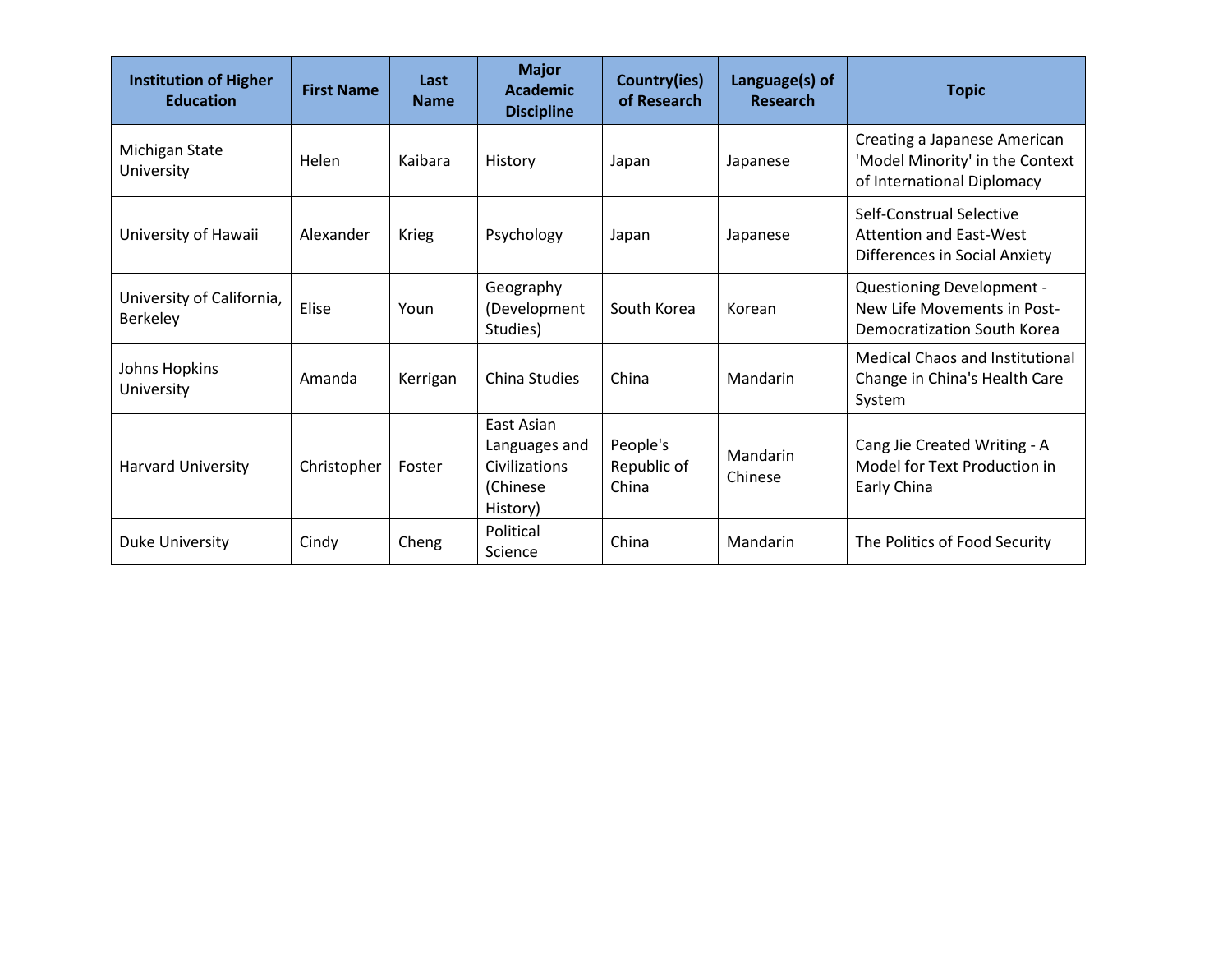| Institution of Higher Education | First Name | Last Name | Major Academic Discipline | Country(ies) of Research | Language(s) of Research | Topic |
| --- | --- | --- | --- | --- | --- | --- |
| Michigan State University | Helen | Kaibara | History | Japan | Japanese | Creating a Japanese American 'Model Minority' in the Context of International Diplomacy |
| University of Hawaii | Alexander | Krieg | Psychology | Japan | Japanese | Self-Construal Selective Attention and East-West Differences in Social Anxiety |
| University of California, Berkeley | Elise | Youn | Geography (Development Studies) | South Korea | Korean | Questioning Development - New Life Movements in Post-Democratization South Korea |
| Johns Hopkins University | Amanda | Kerrigan | China Studies | China | Mandarin | Medical Chaos and Institutional Change in China's Health Care System |
| Harvard University | Christopher | Foster | East Asian Languages and Civilizations (Chinese History) | People's Republic of China | Mandarin Chinese | Cang Jie Created Writing - A Model for Text Production in Early China |
| Duke University | Cindy | Cheng | Political Science | China | Mandarin | The Politics of Food Security |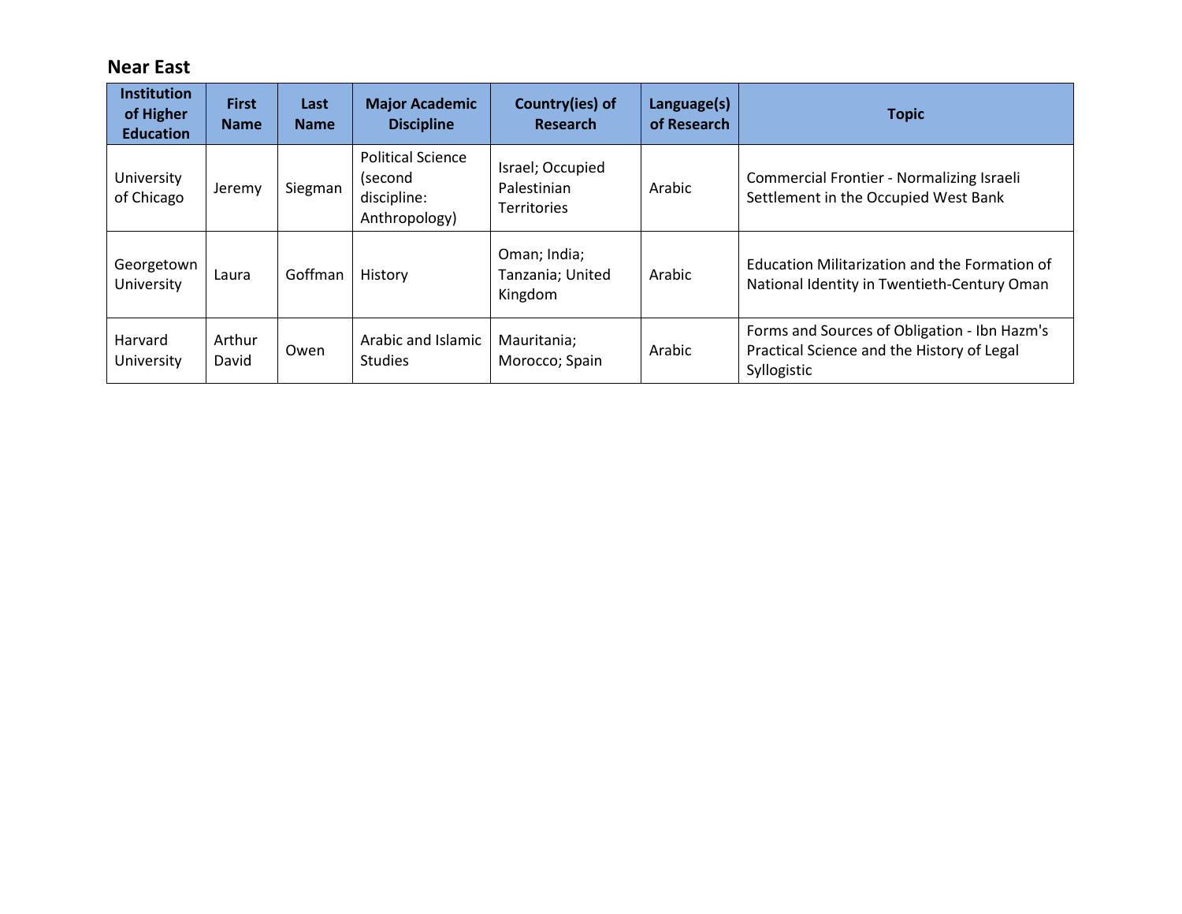## Near East

| Institution of Higher Education | First Name | Last Name | Major Academic Discipline | Country(ies) of Research | Language(s) of Research | Topic |
|---|---|---|---|---|---|---|
| University of Chicago | Jeremy | Siegman | Political Science (second discipline: Anthropology) | Israel; Occupied Palestinian Territories | Arabic | Commercial Frontier - Normalizing Israeli Settlement in the Occupied West Bank |
| Georgetown University | Laura | Goffman | History | Oman; India; Tanzania; United Kingdom | Arabic | Education Militarization and the Formation of National Identity in Twentieth-Century Oman |
| Harvard University | Arthur David | Owen | Arabic and Islamic Studies | Mauritania; Morocco; Spain | Arabic | Forms and Sources of Obligation - Ibn Hazm's Practical Science and the History of Legal Syllogistic |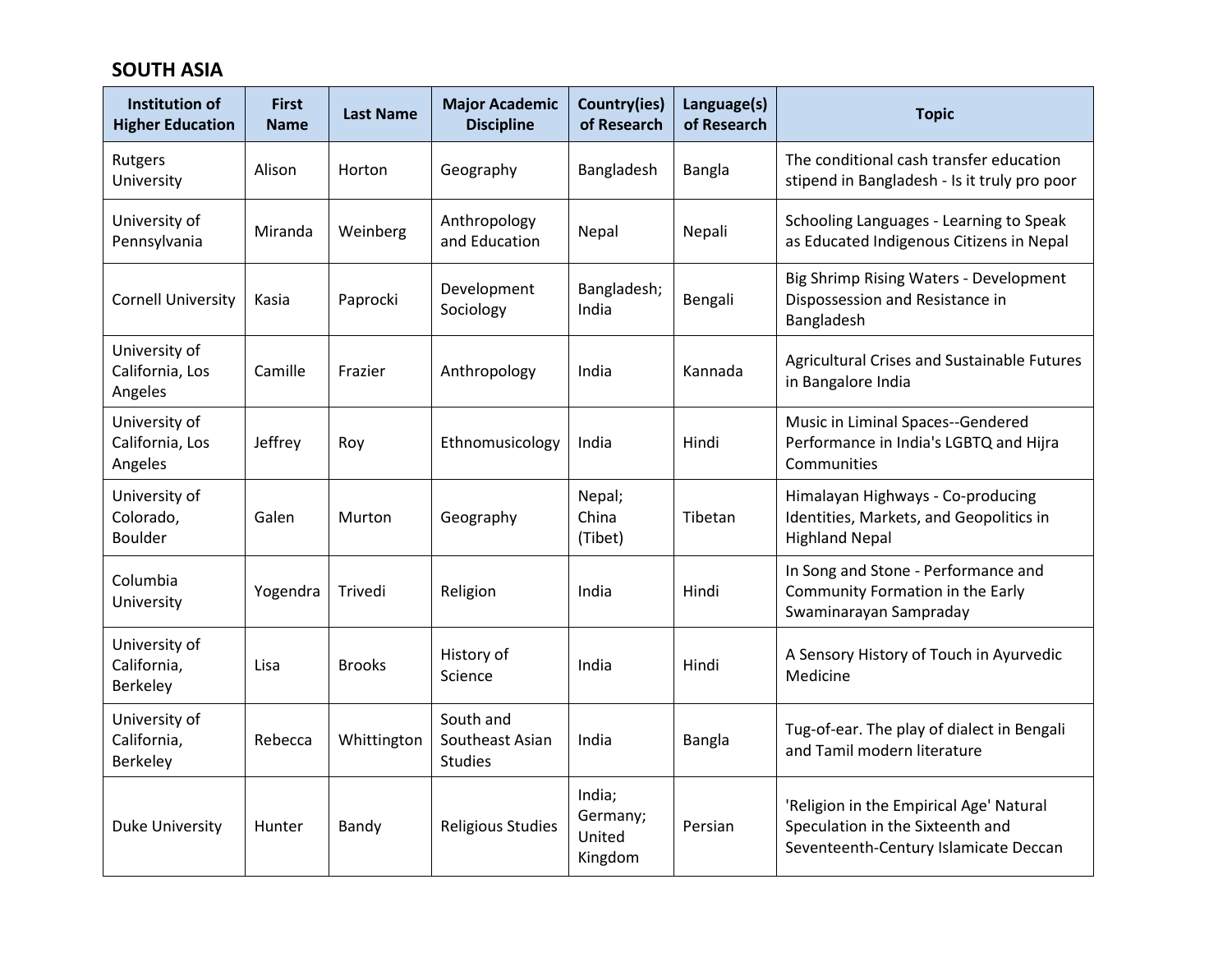## SOUTH ASIA

| Institution of Higher Education | First Name | Last Name | Major Academic Discipline | Country(ies) of Research | Language(s) of Research | Topic |
|---|---|---|---|---|---|---|
| Rutgers University | Alison | Horton | Geography | Bangladesh | Bangla | The conditional cash transfer education stipend in Bangladesh - Is it truly pro poor |
| University of Pennsylvania | Miranda | Weinberg | Anthropology and Education | Nepal | Nepali | Schooling Languages - Learning to Speak as Educated Indigenous Citizens in Nepal |
| Cornell University | Kasia | Paprocki | Development Sociology | Bangladesh; India | Bengali | Big Shrimp Rising Waters - Development Dispossession and Resistance in Bangladesh |
| University of California, Los Angeles | Camille | Frazier | Anthropology | India | Kannada | Agricultural Crises and Sustainable Futures in Bangalore India |
| University of California, Los Angeles | Jeffrey | Roy | Ethnomusicology | India | Hindi | Music in Liminal Spaces--Gendered Performance in India's LGBTQ and Hijra Communities |
| University of Colorado, Boulder | Galen | Murton | Geography | Nepal; China (Tibet) | Tibetan | Himalayan Highways - Co-producing Identities, Markets, and Geopolitics in Highland Nepal |
| Columbia University | Yogendra | Trivedi | Religion | India | Hindi | In Song and Stone - Performance and Community Formation in the Early Swaminarayan Sampraday |
| University of California, Berkeley | Lisa | Brooks | History of Science | India | Hindi | A Sensory History of Touch in Ayurvedic Medicine |
| University of California, Berkeley | Rebecca | Whittington | South and Southeast Asian Studies | India | Bangla | Tug-of-ear. The play of dialect in Bengali and Tamil modern literature |
| Duke University | Hunter | Bandy | Religious Studies | India; Germany; United Kingdom | Persian | 'Religion in the Empirical Age' Natural Speculation in the Sixteenth and Seventeenth-Century Islamicate Deccan |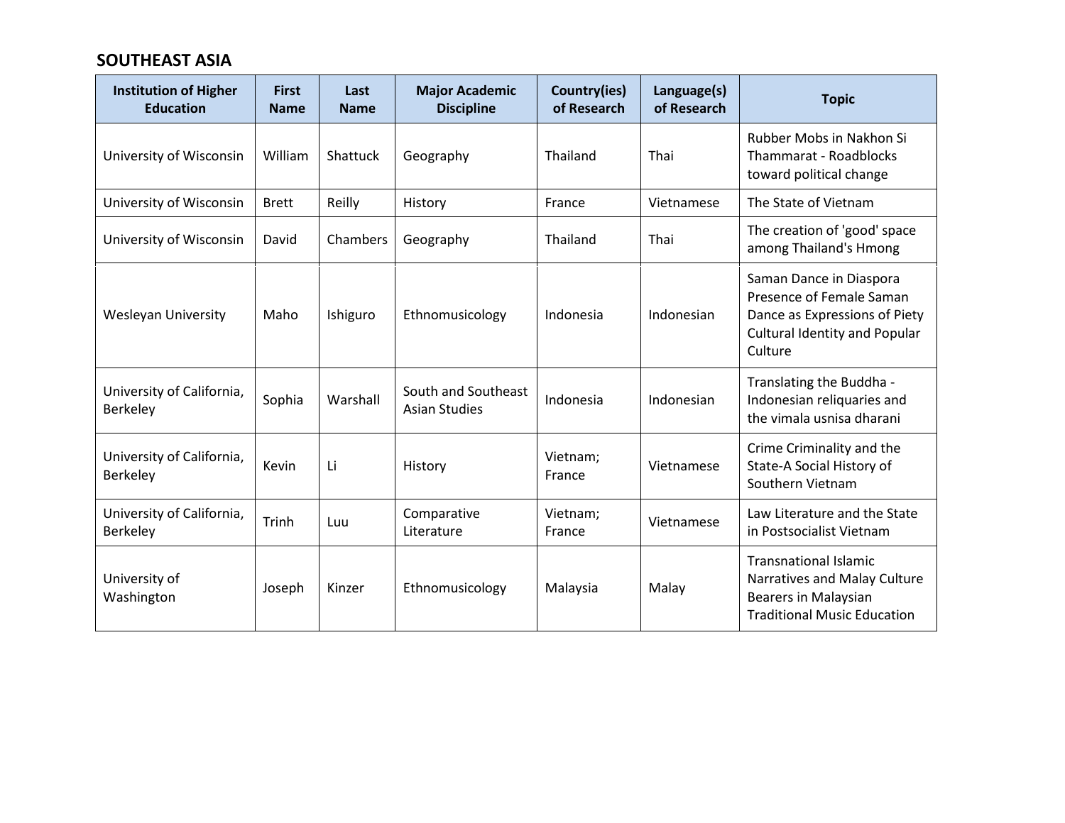## SOUTHEAST ASIA

| Institution of Higher Education | First Name | Last Name | Major Academic Discipline | Country(ies) of Research | Language(s) of Research | Topic |
|---|---|---|---|---|---|---|
| University of Wisconsin | William | Shattuck | Geography | Thailand | Thai | Rubber Mobs in Nakhon Si Thammarat - Roadblocks toward political change |
| University of Wisconsin | Brett | Reilly | History | France | Vietnamese | The State of Vietnam |
| University of Wisconsin | David | Chambers | Geography | Thailand | Thai | The creation of 'good' space among Thailand's Hmong |
| Wesleyan University | Maho | Ishiguro | Ethnomusicology | Indonesia | Indonesian | Saman Dance in Diaspora Presence of Female Saman Dance as Expressions of Piety Cultural Identity and Popular Culture |
| University of California, Berkeley | Sophia | Warshall | South and Southeast Asian Studies | Indonesia | Indonesian | Translating the Buddha - Indonesian reliquaries and the vimala usnisa dharani |
| University of California, Berkeley | Kevin | Li | History | Vietnam; France | Vietnamese | Crime Criminality and the State-A Social History of Southern Vietnam |
| University of California, Berkeley | Trinh | Luu | Comparative Literature | Vietnam; France | Vietnamese | Law Literature and the State in Postsocialist Vietnam |
| University of Washington | Joseph | Kinzer | Ethnomusicology | Malaysia | Malay | Transnational Islamic Narratives and Malay Culture Bearers in Malaysian Traditional Music Education |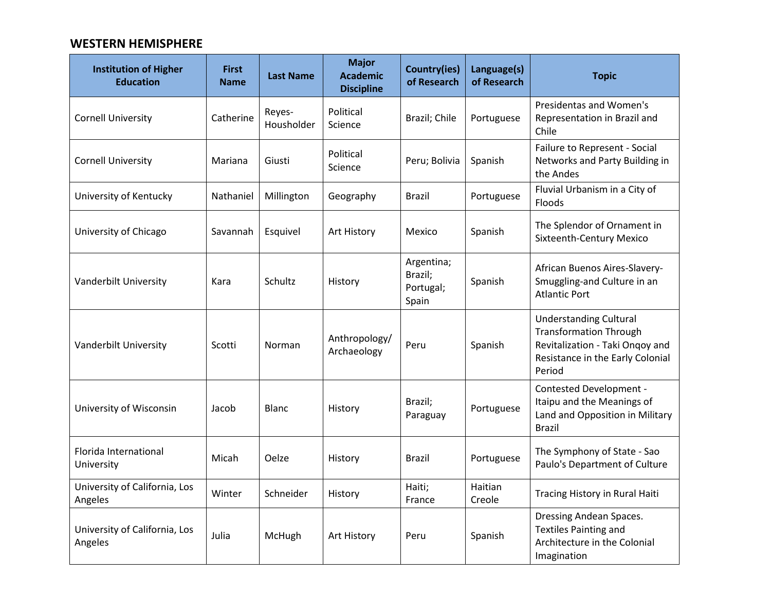## WESTERN HEMISPHERE

| Institution of Higher Education | First Name | Last Name | Major Academic Discipline | Country(ies) of Research | Language(s) of Research | Topic |
|---|---|---|---|---|---|---|
| Cornell University | Catherine | Reyes-Housholder | Political Science | Brazil; Chile | Portuguese | Presidentas and Women's Representation in Brazil and Chile |
| Cornell University | Mariana | Giusti | Political Science | Peru; Bolivia | Spanish | Failure to Represent - Social Networks and Party Building in the Andes |
| University of Kentucky | Nathaniel | Millington | Geography | Brazil | Portuguese | Fluvial Urbanism in a City of Floods |
| University of Chicago | Savannah | Esquivel | Art History | Mexico | Spanish | The Splendor of Ornament in Sixteenth-Century Mexico |
| Vanderbilt University | Kara | Schultz | History | Argentina; Brazil; Portugal; Spain | Spanish | African Buenos Aires-Slavery-Smuggling-and Culture in an Atlantic Port |
| Vanderbilt University | Scotti | Norman | Anthropology/ Archaeology | Peru | Spanish | Understanding Cultural Transformation Through Revitalization - Taki Onqoy and Resistance in the Early Colonial Period |
| University of Wisconsin | Jacob | Blanc | History | Brazil; Paraguay | Portuguese | Contested Development - Itaipu and the Meanings of Land and Opposition in Military Brazil |
| Florida International University | Micah | Oelze | History | Brazil | Portuguese | The Symphony of State - Sao Paulo's Department of Culture |
| University of California, Los Angeles | Winter | Schneider | History | Haiti; France | Haitian Creole | Tracing History in Rural Haiti |
| University of California, Los Angeles | Julia | McHugh | Art History | Peru | Spanish | Dressing Andean Spaces. Textiles Painting and Architecture in the Colonial Imagination |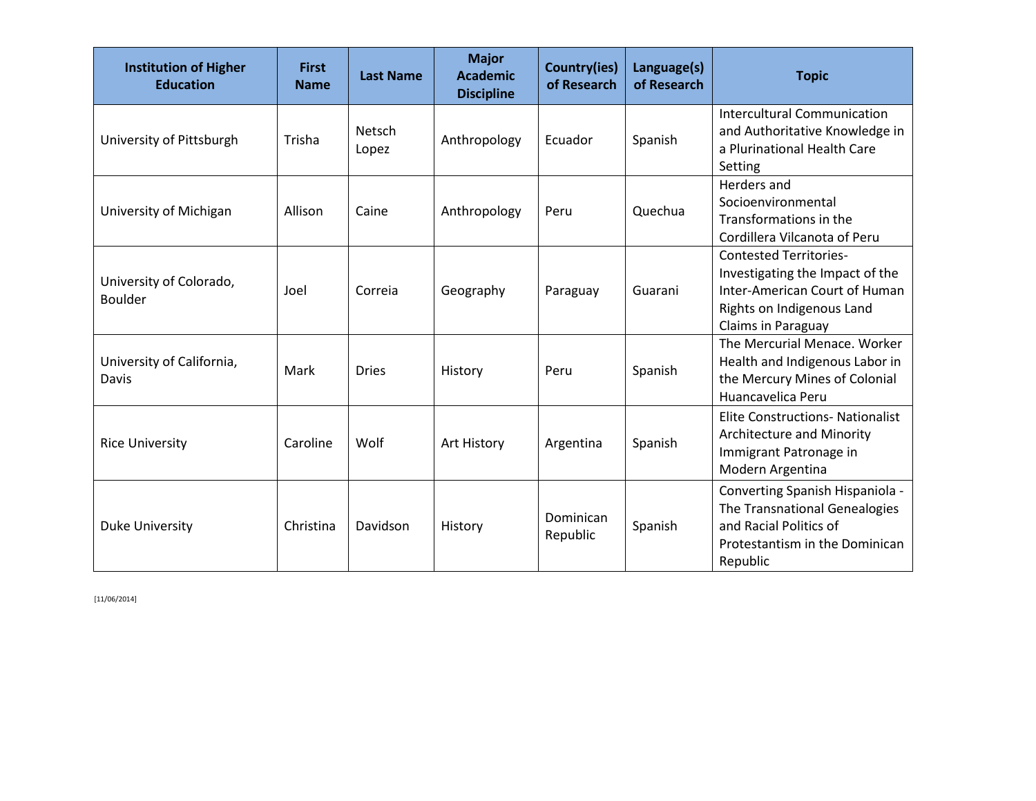| Institution of Higher Education | First Name | Last Name | Major Academic Discipline | Country(ies) of Research | Language(s) of Research | Topic |
|---|---|---|---|---|---|---|
| University of Pittsburgh | Trisha | Netsch Lopez | Anthropology | Ecuador | Spanish | Intercultural Communication and Authoritative Knowledge in a Plurinational Health Care Setting |
| University of Michigan | Allison | Caine | Anthropology | Peru | Quechua | Herders and Socioenvironmental Transformations in the Cordillera Vilcanota of Peru |
| University of Colorado, Boulder | Joel | Correia | Geography | Paraguay | Guarani | Contested Territories- Investigating the Impact of the Inter-American Court of Human Rights on Indigenous Land Claims in Paraguay |
| University of California, Davis | Mark | Dries | History | Peru | Spanish | The Mercurial Menace. Worker Health and Indigenous Labor in the Mercury Mines of Colonial Huancavelica Peru |
| Rice University | Caroline | Wolf | Art History | Argentina | Spanish | Elite Constructions- Nationalist Architecture and Minority Immigrant Patronage in Modern Argentina |
| Duke University | Christina | Davidson | History | Dominican Republic | Spanish | Converting Spanish Hispaniola - The Transnational Genealogies and Racial Politics of Protestantism in the Dominican Republic |

[11/06/2014]